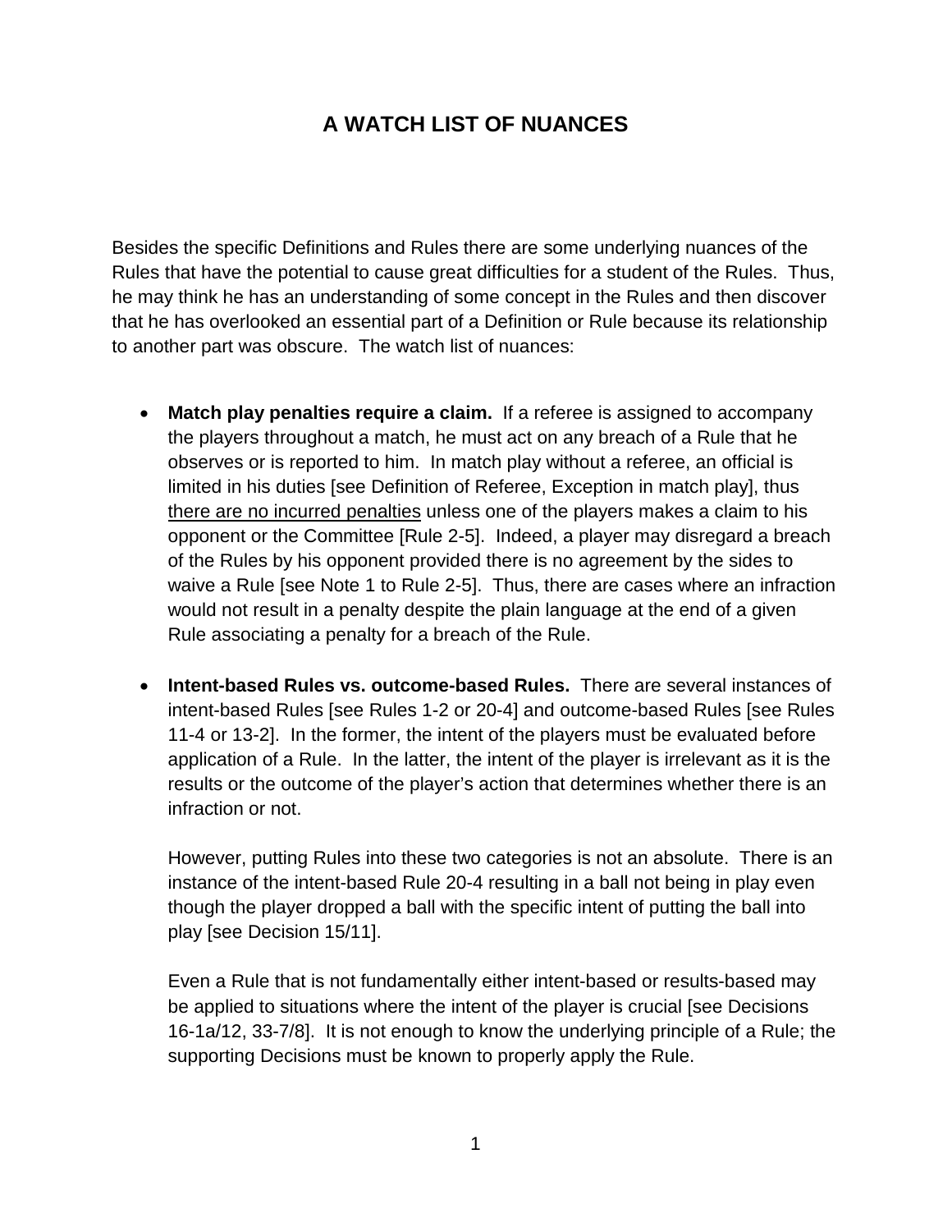# A WATCH LIST OF NUANCES

Besides the specific Definitions and Rules there are some underlying nuances of the Rules that have the potential to cause great difficulties for a student of the Rules. Thus, he may think he has an understanding of some concept in the Rules and then discover that he has overlooked an essential part of a Definition or Rule because its relationship to another part was obscure. The watch list of nuances:

- **Match play penalties require a claim.** If a referee is assigned to accompany the players throughout a match, he must act on any breach of a Rule that he observes or is reported to him. In match play without a referee, an official is limited in his duties [see Definition of Referee, Exception in match play], thus <u>there are no incurred penalties</u> unless one of the players makes a claim to his opponent or the Committee [Rule 2-5]. Indeed, a player may disregard a breach of the Rules by his opponent provided there is no agreement by the sides to waive a Rule [see Note 1 to Rule 2-5]. Thus, there are cases where an infraction would not result in a penalty despite the plain language at the end of a given Rule associating a penalty for a breach of the Rule.

- **Intent-based Rules vs. outcome-based Rules.** There are several instances of intent-based Rules [see Rules 1-2 or 20-4] and outcome-based Rules [see Rules 11-4 or 13-2]. In the former, the intent of the players must be evaluated before application of a Rule. In the latter, the intent of the player is irrelevant as it is the results or the outcome of the player's action that determines whether there is an infraction or not.

  However, putting Rules into these two categories is not an absolute. There is an instance of the intent-based Rule 20-4 resulting in a ball not being in play even though the player dropped a ball with the specific intent of putting the ball into play [see Decision 15/11].

  Even a Rule that is not fundamentally either intent-based or results-based may be applied to situations where the intent of the player is crucial [see Decisions 16-1a/12, 33-7/8]. It is not enough to know the underlying principle of a Rule; the supporting Decisions must be known to properly apply the Rule.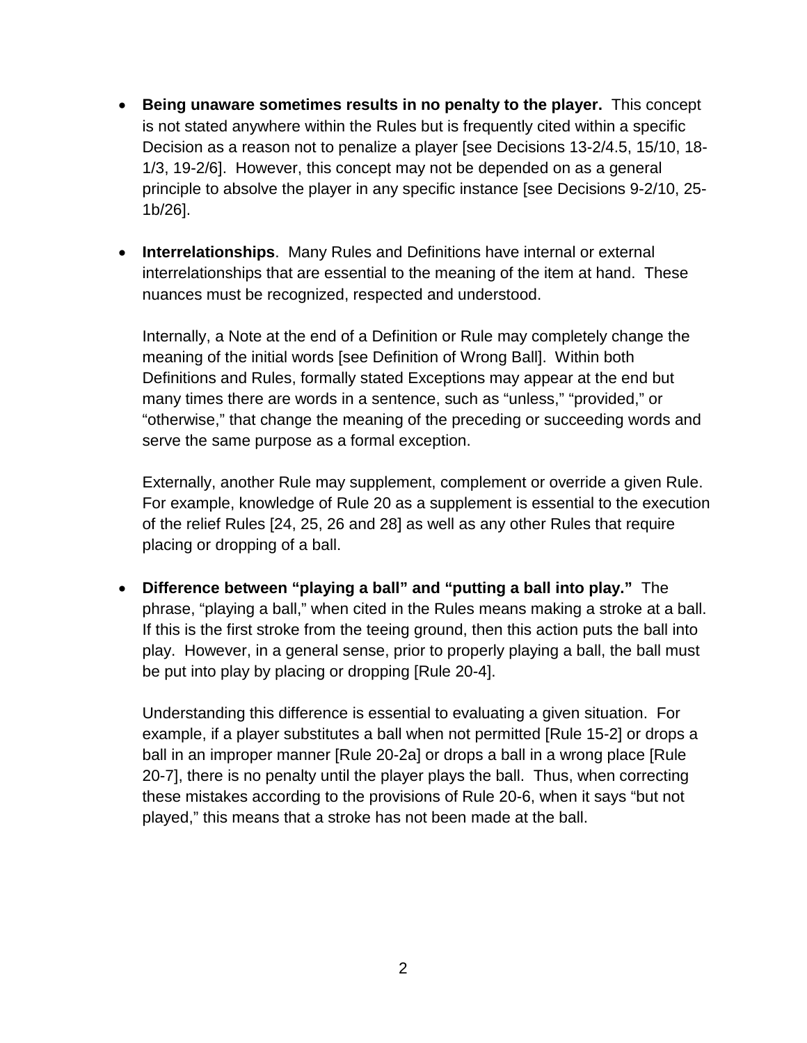- **Being unaware sometimes results in no penalty to the player.** This concept is not stated anywhere within the Rules but is frequently cited within a specific Decision as a reason not to penalize a player [see Decisions 13-2/4.5, 15/10, 18-1/3, 19-2/6]. However, this concept may not be depended on as a general principle to absolve the player in any specific instance [see Decisions 9-2/10, 25-1b/26].

- **Interrelationships**. Many Rules and Definitions have internal or external interrelationships that are essential to the meaning of the item at hand. These nuances must be recognized, respected and understood.

  Internally, a Note at the end of a Definition or Rule may completely change the meaning of the initial words [see Definition of Wrong Ball]. Within both Definitions and Rules, formally stated Exceptions may appear at the end but many times there are words in a sentence, such as "unless," "provided," or "otherwise," that change the meaning of the preceding or succeeding words and serve the same purpose as a formal exception.

  Externally, another Rule may supplement, complement or override a given Rule. For example, knowledge of Rule 20 as a supplement is essential to the execution of the relief Rules [24, 25, 26 and 28] as well as any other Rules that require placing or dropping of a ball.

- **Difference between "playing a ball" and "putting a ball into play."** The phrase, "playing a ball," when cited in the Rules means making a stroke at a ball. If this is the first stroke from the teeing ground, then this action puts the ball into play. However, in a general sense, prior to properly playing a ball, the ball must be put into play by placing or dropping [Rule 20-4].

  Understanding this difference is essential to evaluating a given situation. For example, if a player substitutes a ball when not permitted [Rule 15-2] or drops a ball in an improper manner [Rule 20-2a] or drops a ball in a wrong place [Rule 20-7], there is no penalty until the player plays the ball. Thus, when correcting these mistakes according to the provisions of Rule 20-6, when it says "but not played," this means that a stroke has not been made at the ball.